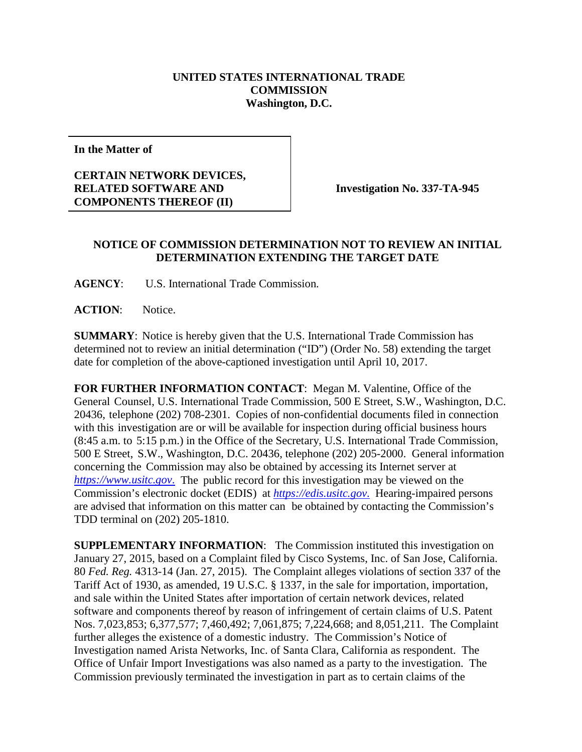**UNITED STATES INTERNATIONAL TRADE COMMISSION**
**Washington, D.C.**

**In the Matter of**

**CERTAIN NETWORK DEVICES, RELATED SOFTWARE AND COMPONENTS THEREOF (II)**

**Investigation No. 337-TA-945**

**NOTICE OF COMMISSION DETERMINATION NOT TO REVIEW AN INITIAL DETERMINATION EXTENDING THE TARGET DATE**

**AGENCY**: U.S. International Trade Commission.

**ACTION**: Notice.

**SUMMARY**: Notice is hereby given that the U.S. International Trade Commission has determined not to review an initial determination ("ID") (Order No. 58) extending the target date for completion of the above-captioned investigation until April 10, 2017.

**FOR FURTHER INFORMATION CONTACT**: Megan M. Valentine, Office of the General Counsel, U.S. International Trade Commission, 500 E Street, S.W., Washington, D.C. 20436, telephone (202) 708-2301. Copies of non-confidential documents filed in connection with this investigation are or will be available for inspection during official business hours (8:45 a.m. to 5:15 p.m.) in the Office of the Secretary, U.S. International Trade Commission, 500 E Street, S.W., Washington, D.C. 20436, telephone (202) 205-2000. General information concerning the Commission may also be obtained by accessing its Internet server at *https://www.usitc.gov*. The public record for this investigation may be viewed on the Commission's electronic docket (EDIS) at *https://edis.usitc.gov*. Hearing-impaired persons are advised that information on this matter can be obtained by contacting the Commission's TDD terminal on (202) 205-1810.

**SUPPLEMENTARY INFORMATION**: The Commission instituted this investigation on January 27, 2015, based on a Complaint filed by Cisco Systems, Inc. of San Jose, California. 80 *Fed. Reg.* 4313-14 (Jan. 27, 2015). The Complaint alleges violations of section 337 of the Tariff Act of 1930, as amended, 19 U.S.C. § 1337, in the sale for importation, importation, and sale within the United States after importation of certain network devices, related software and components thereof by reason of infringement of certain claims of U.S. Patent Nos. 7,023,853; 6,377,577; 7,460,492; 7,061,875; 7,224,668; and 8,051,211. The Complaint further alleges the existence of a domestic industry. The Commission's Notice of Investigation named Arista Networks, Inc. of Santa Clara, California as respondent. The Office of Unfair Import Investigations was also named as a party to the investigation. The Commission previously terminated the investigation in part as to certain claims of the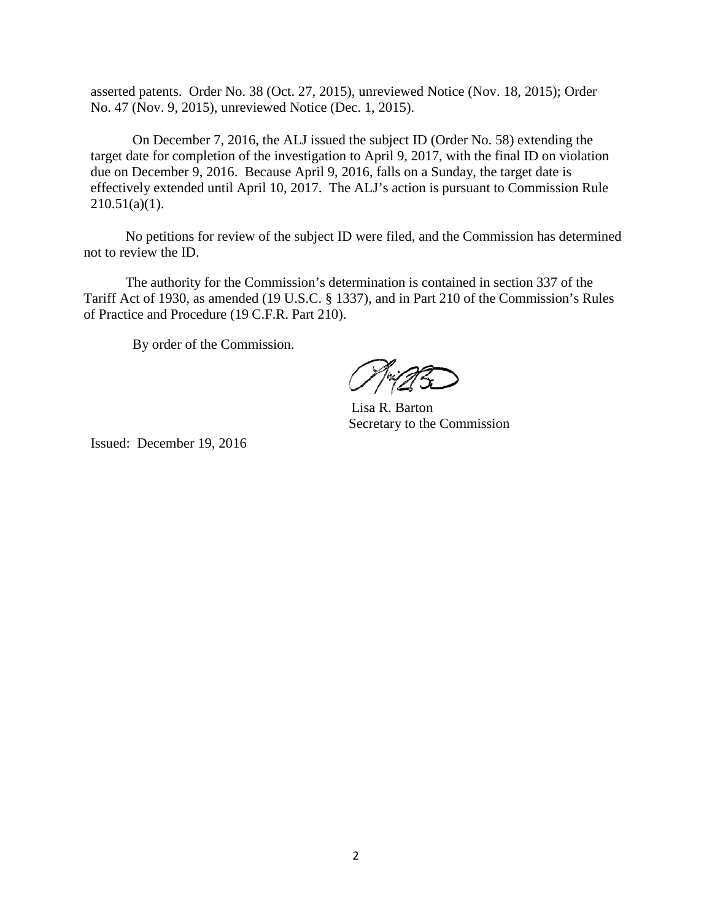asserted patents. Order No. 38 (Oct. 27, 2015), unreviewed Notice (Nov. 18, 2015); Order No. 47 (Nov. 9, 2015), unreviewed Notice (Dec. 1, 2015).

On December 7, 2016, the ALJ issued the subject ID (Order No. 58) extending the target date for completion of the investigation to April 9, 2017, with the final ID on violation due on December 9, 2016. Because April 9, 2016, falls on a Sunday, the target date is effectively extended until April 10, 2017. The ALJ's action is pursuant to Commission Rule 210.51(a)(1).

No petitions for review of the subject ID were filed, and the Commission has determined not to review the ID.

The authority for the Commission's determination is contained in section 337 of the Tariff Act of 1930, as amended (19 U.S.C. § 1337), and in Part 210 of the Commission's Rules of Practice and Procedure (19 C.F.R. Part 210).

By order of the Commission.

Lisa R. Barton
Secretary to the Commission

Issued: December 19, 2016